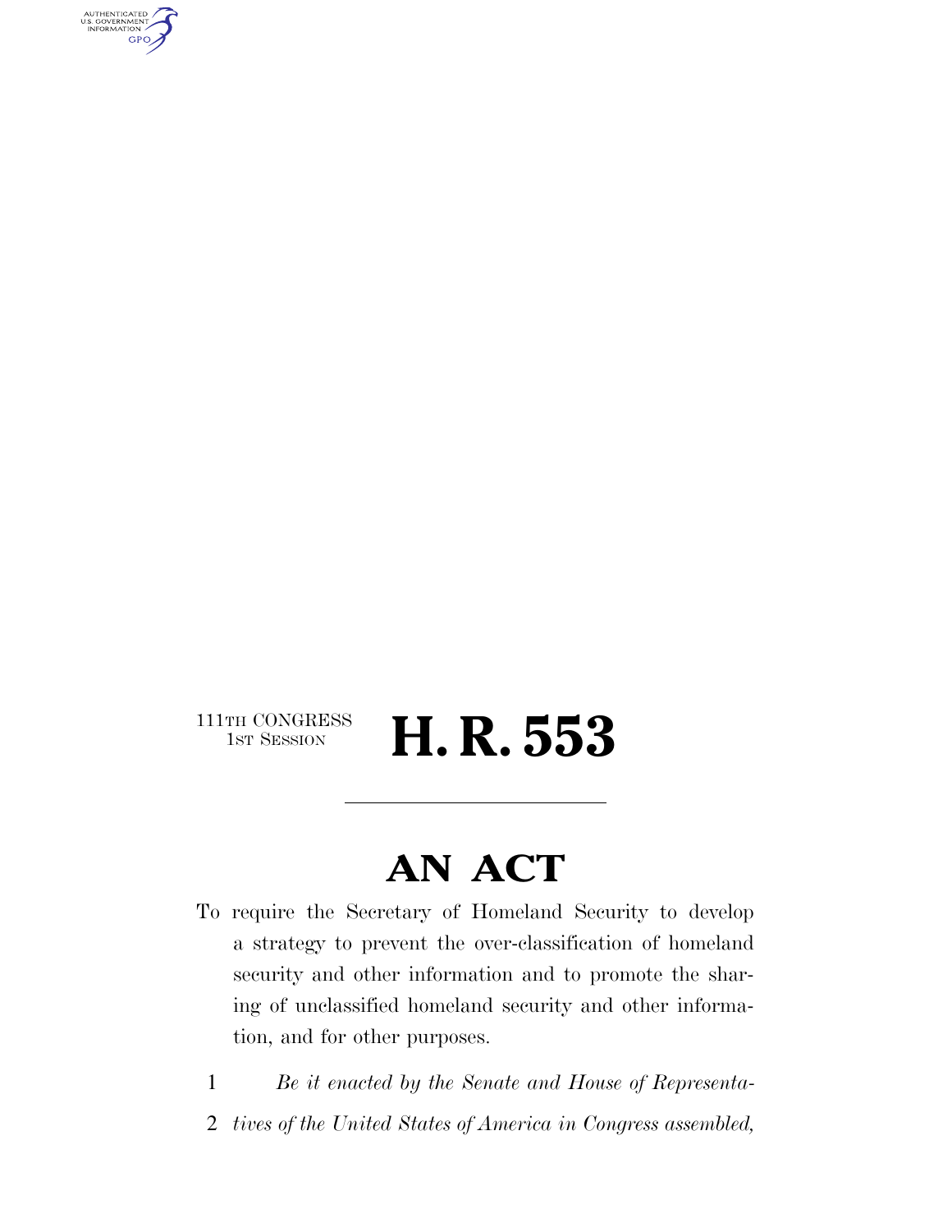111TH CONGRESS
1ST SESSION

# H. R. 553

# AN ACT

To require the Secretary of Homeland Security to develop a strategy to prevent the over-classification of homeland security and other information and to promote the sharing of unclassified homeland security and other information, and for other purposes.

1 *Be it enacted by the Senate and House of Representa-*
2 *tives of the United States of America in Congress assembled,*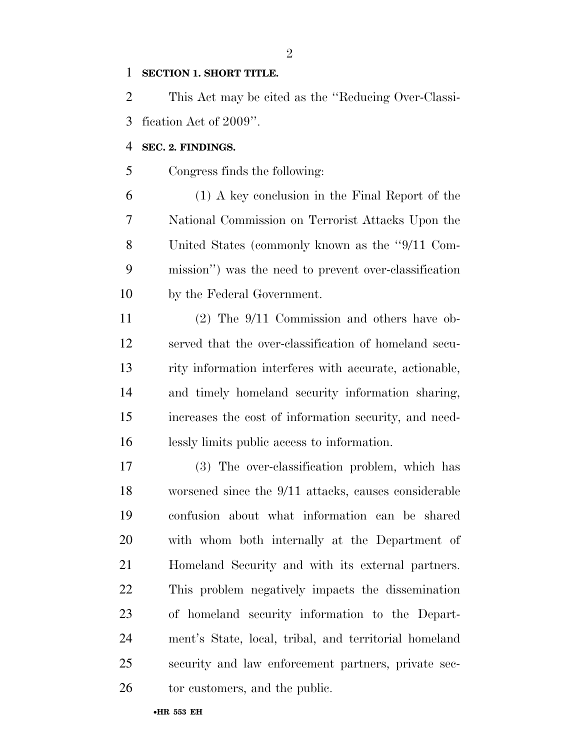**SECTION 1. SHORT TITLE.**

This Act may be cited as the ''Reducing Over-Classification Act of 2009''.

**SEC. 2. FINDINGS.**

Congress finds the following:

(1) A key conclusion in the Final Report of the National Commission on Terrorist Attacks Upon the United States (commonly known as the ''9/11 Commission'') was the need to prevent over-classification by the Federal Government.

(2) The 9/11 Commission and others have observed that the over-classification of homeland security information interferes with accurate, actionable, and timely homeland security information sharing, increases the cost of information security, and needlessly limits public access to information.

(3) The over-classification problem, which has worsened since the 9/11 attacks, causes considerable confusion about what information can be shared with whom both internally at the Department of Homeland Security and with its external partners. This problem negatively impacts the dissemination of homeland security information to the Department's State, local, tribal, and territorial homeland security and law enforcement partners, private sector customers, and the public.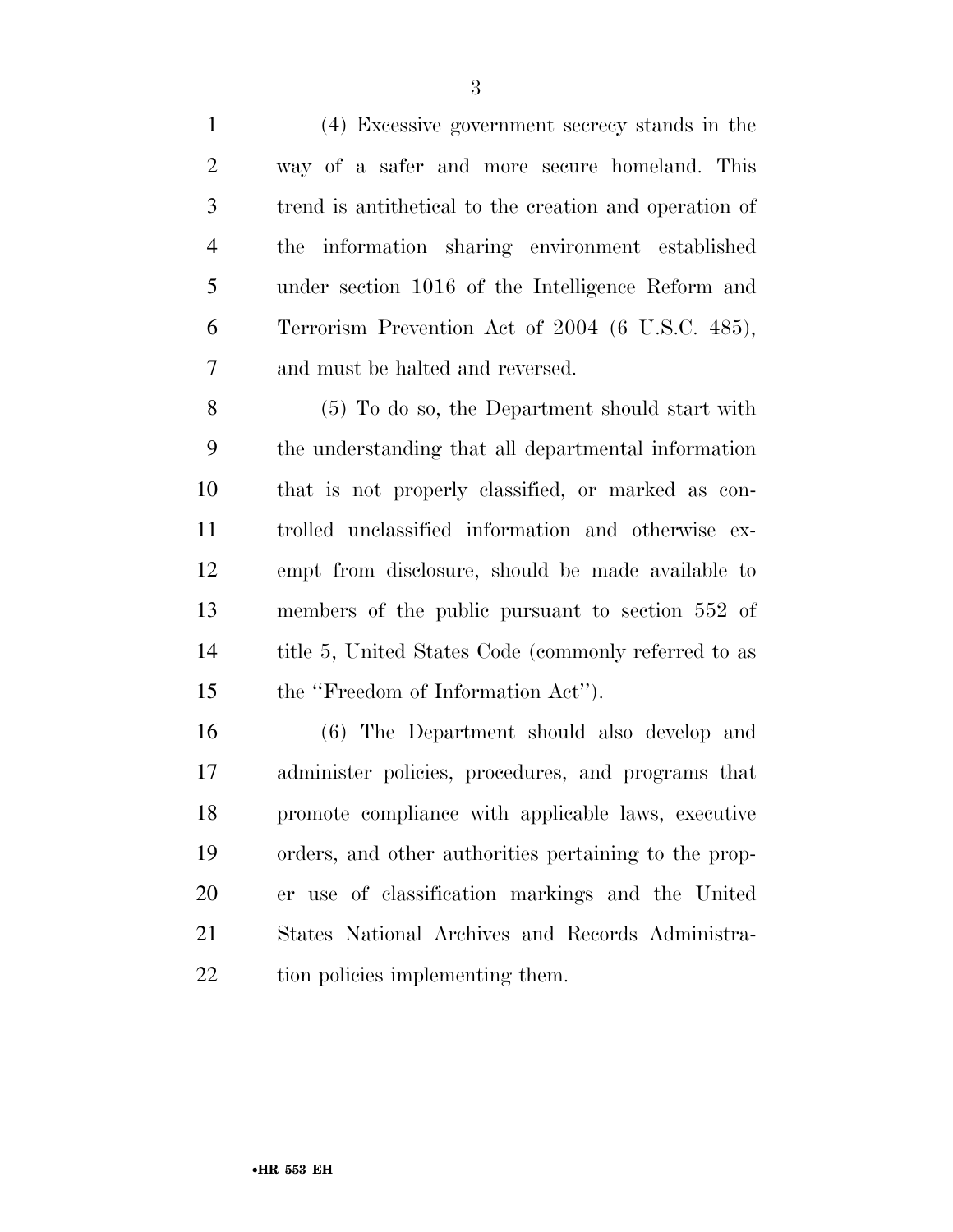(4) Excessive government secrecy stands in the way of a safer and more secure homeland. This trend is antithetical to the creation and operation of the information sharing environment established under section 1016 of the Intelligence Reform and Terrorism Prevention Act of 2004 (6 U.S.C. 485), and must be halted and reversed.

(5) To do so, the Department should start with the understanding that all departmental information that is not properly classified, or marked as controlled unclassified information and otherwise exempt from disclosure, should be made available to members of the public pursuant to section 552 of title 5, United States Code (commonly referred to as the ''Freedom of Information Act'').

(6) The Department should also develop and administer policies, procedures, and programs that promote compliance with applicable laws, executive orders, and other authorities pertaining to the proper use of classification markings and the United States National Archives and Records Administration policies implementing them.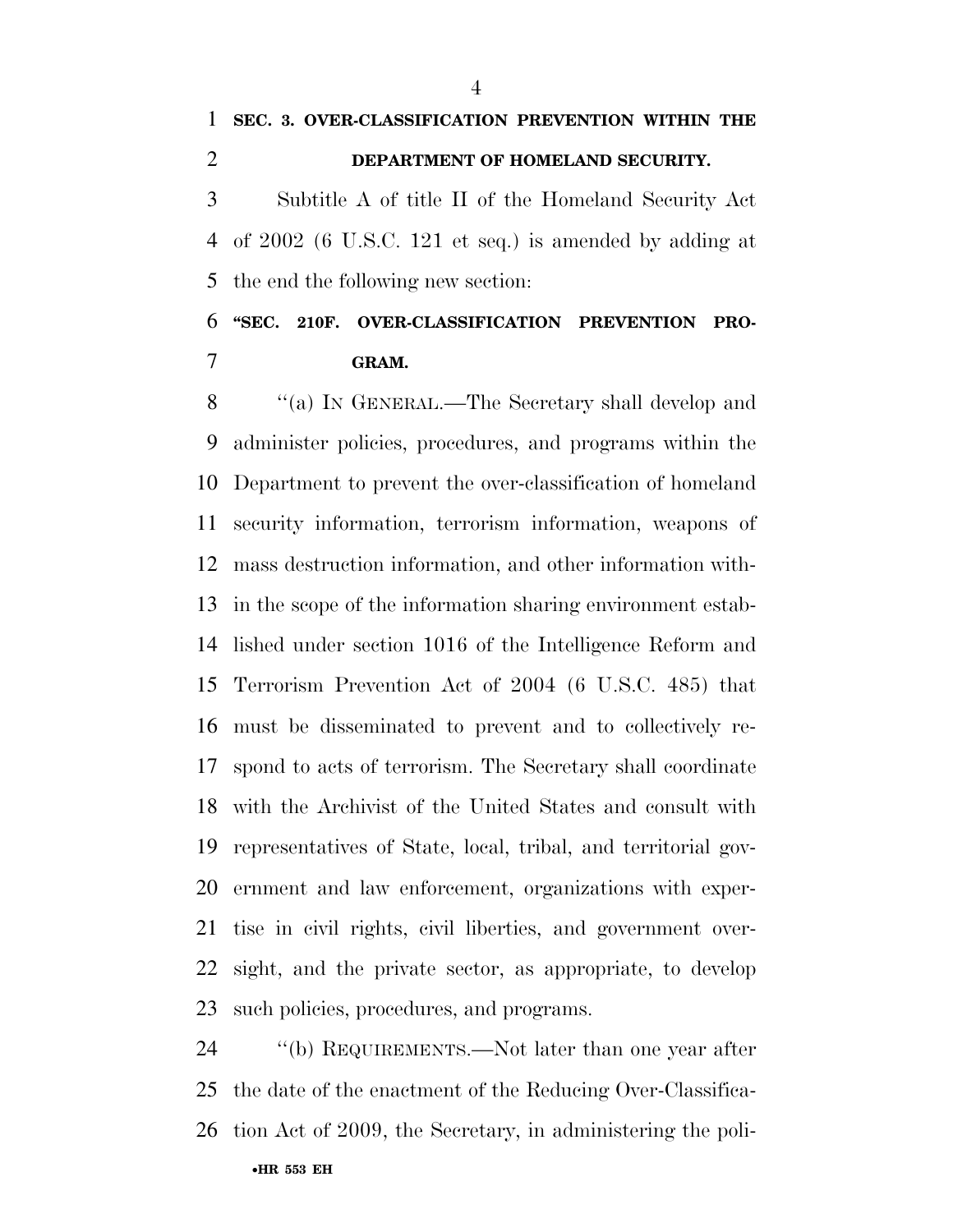**SEC. 3. OVER-CLASSIFICATION PREVENTION WITHIN THE DEPARTMENT OF HOMELAND SECURITY.**

Subtitle A of title II of the Homeland Security Act of 2002 (6 U.S.C. 121 et seq.) is amended by adding at the end the following new section:

**"SEC. 210F. OVER-CLASSIFICATION PREVENTION PROGRAM.**

"(a) IN GENERAL.—The Secretary shall develop and administer policies, procedures, and programs within the Department to prevent the over-classification of homeland security information, terrorism information, weapons of mass destruction information, and other information within the scope of the information sharing environment established under section 1016 of the Intelligence Reform and Terrorism Prevention Act of 2004 (6 U.S.C. 485) that must be disseminated to prevent and to collectively respond to acts of terrorism. The Secretary shall coordinate with the Archivist of the United States and consult with representatives of State, local, tribal, and territorial government and law enforcement, organizations with expertise in civil rights, civil liberties, and government oversight, and the private sector, as appropriate, to develop such policies, procedures, and programs.

"(b) REQUIREMENTS.—Not later than one year after the date of the enactment of the Reducing Over-Classification Act of 2009, the Secretary, in administering the poli-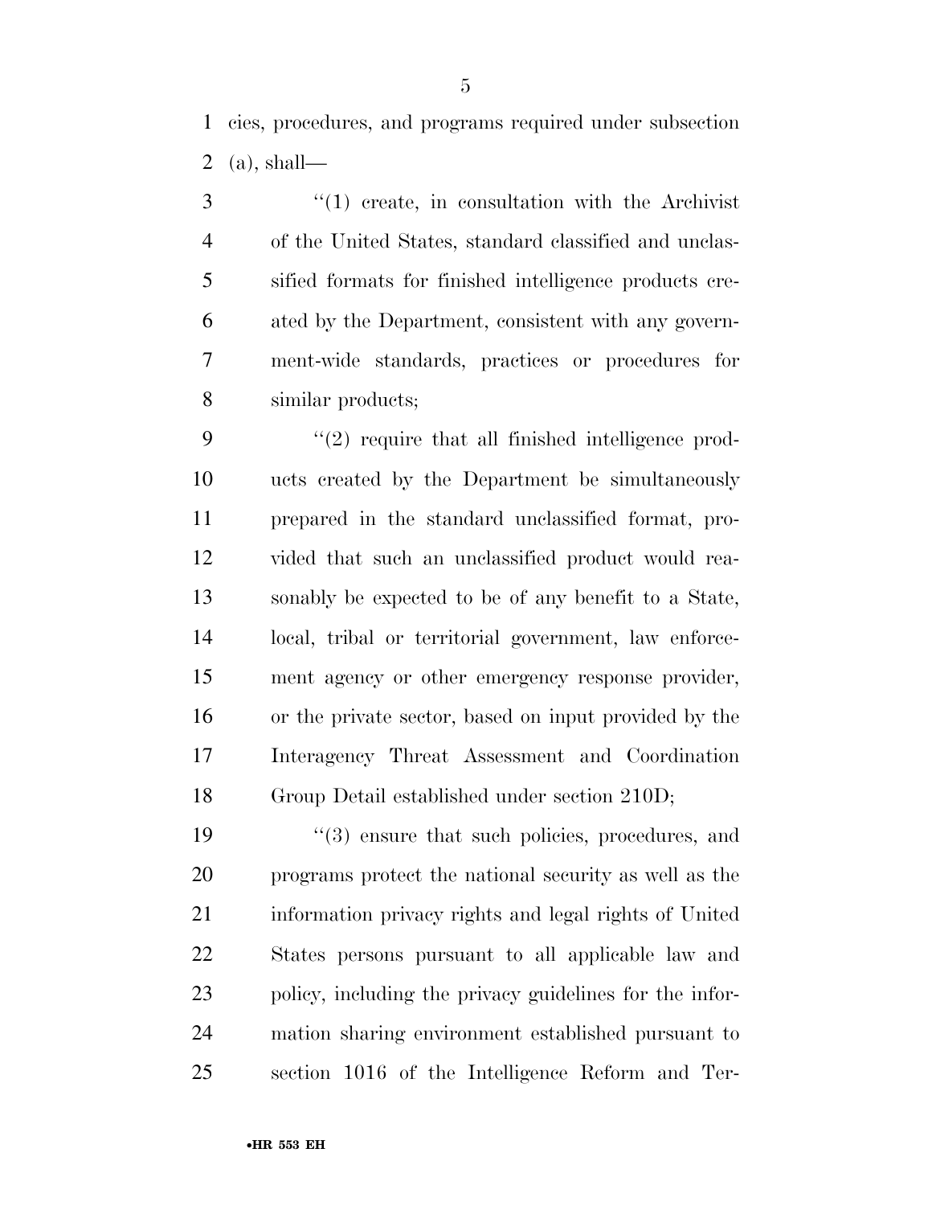cies, procedures, and programs required under subsection (a), shall—

"(1) create, in consultation with the Archivist of the United States, standard classified and unclassified formats for finished intelligence products created by the Department, consistent with any government-wide standards, practices or procedures for similar products;

"(2) require that all finished intelligence products created by the Department be simultaneously prepared in the standard unclassified format, provided that such an unclassified product would reasonably be expected to be of any benefit to a State, local, tribal or territorial government, law enforcement agency or other emergency response provider, or the private sector, based on input provided by the Interagency Threat Assessment and Coordination Group Detail established under section 210D;

"(3) ensure that such policies, procedures, and programs protect the national security as well as the information privacy rights and legal rights of United States persons pursuant to all applicable law and policy, including the privacy guidelines for the information sharing environment established pursuant to section 1016 of the Intelligence Reform and Ter-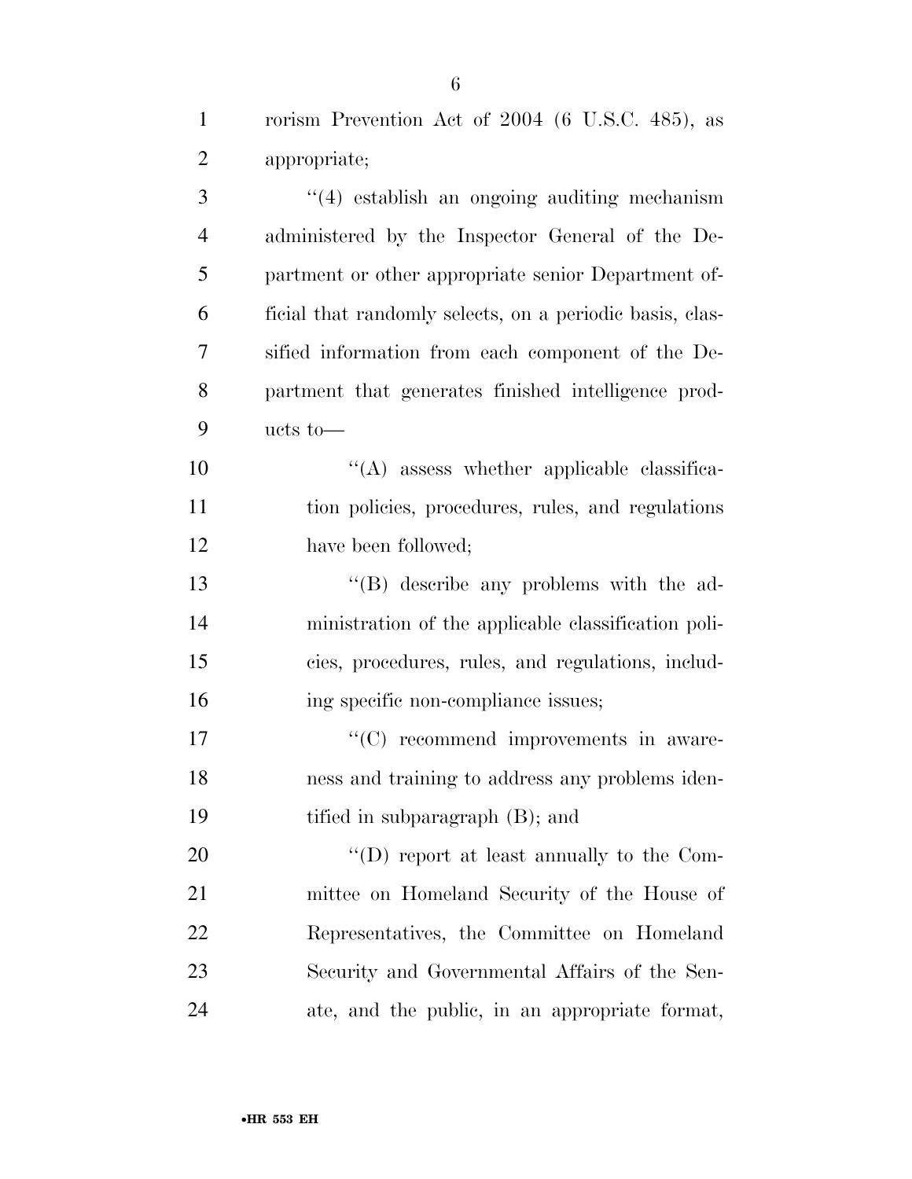rorism Prevention Act of 2004 (6 U.S.C. 485), as appropriate;

''(4) establish an ongoing auditing mechanism administered by the Inspector General of the Department or other appropriate senior Department official that randomly selects, on a periodic basis, classified information from each component of the Department that generates finished intelligence products to—

''(A) assess whether applicable classification policies, procedures, rules, and regulations have been followed;

''(B) describe any problems with the administration of the applicable classification policies, procedures, rules, and regulations, including specific non-compliance issues;

''(C) recommend improvements in awareness and training to address any problems identified in subparagraph (B); and

''(D) report at least annually to the Committee on Homeland Security of the House of Representatives, the Committee on Homeland Security and Governmental Affairs of the Senate, and the public, in an appropriate format,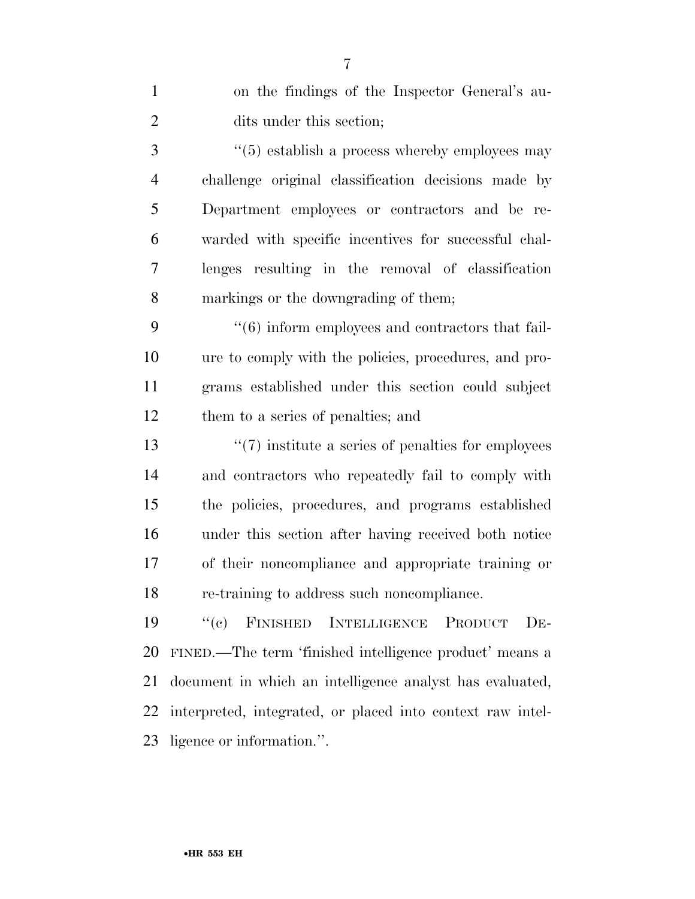on the findings of the Inspector General's audits under this section;

''(5) establish a process whereby employees may challenge original classification decisions made by Department employees or contractors and be rewarded with specific incentives for successful challenges resulting in the removal of classification markings or the downgrading of them;

''(6) inform employees and contractors that failure to comply with the policies, procedures, and programs established under this section could subject them to a series of penalties; and

''(7) institute a series of penalties for employees and contractors who repeatedly fail to comply with the policies, procedures, and programs established under this section after having received both notice of their noncompliance and appropriate training or re-training to address such noncompliance.

''(c) FINISHED INTELLIGENCE PRODUCT DEFINED.—The term 'finished intelligence product' means a document in which an intelligence analyst has evaluated, interpreted, integrated, or placed into context raw intelligence or information.''.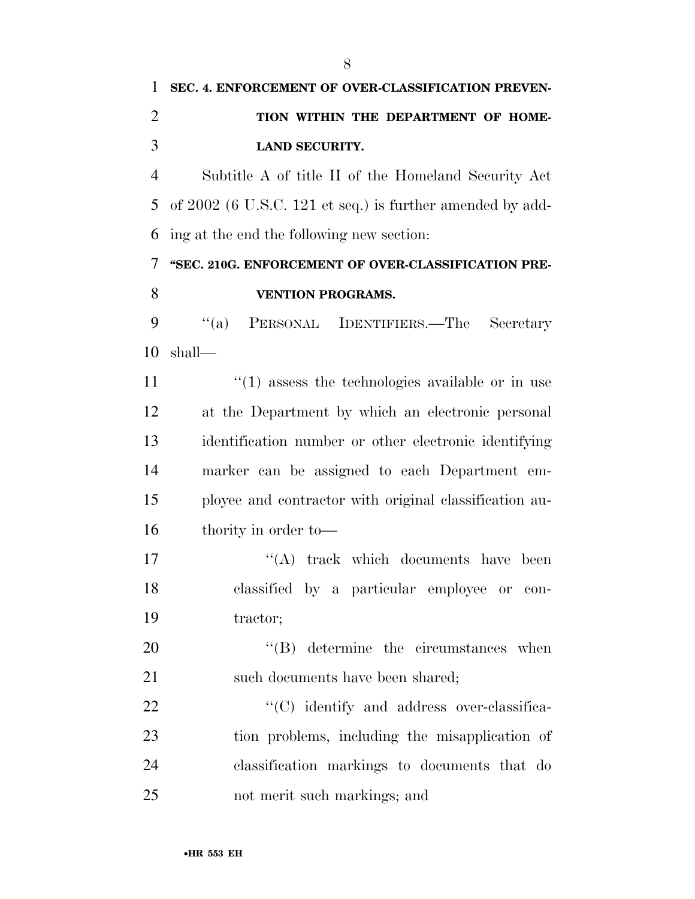**SEC. 4. ENFORCEMENT OF OVER-CLASSIFICATION PREVENTION WITHIN THE DEPARTMENT OF HOMELAND SECURITY.**

Subtitle A of title II of the Homeland Security Act of 2002 (6 U.S.C. 121 et seq.) is further amended by adding at the end the following new section:

**"SEC. 210G. ENFORCEMENT OF OVER-CLASSIFICATION PREVENTION PROGRAMS.**

"(a) PERSONAL IDENTIFIERS.—The Secretary shall—

"(1) assess the technologies available or in use at the Department by which an electronic personal identification number or other electronic identifying marker can be assigned to each Department employee and contractor with original classification authority in order to—

"(A) track which documents have been classified by a particular employee or contractor;

"(B) determine the circumstances when such documents have been shared;

"(C) identify and address over-classification problems, including the misapplication of classification markings to documents that do not merit such markings; and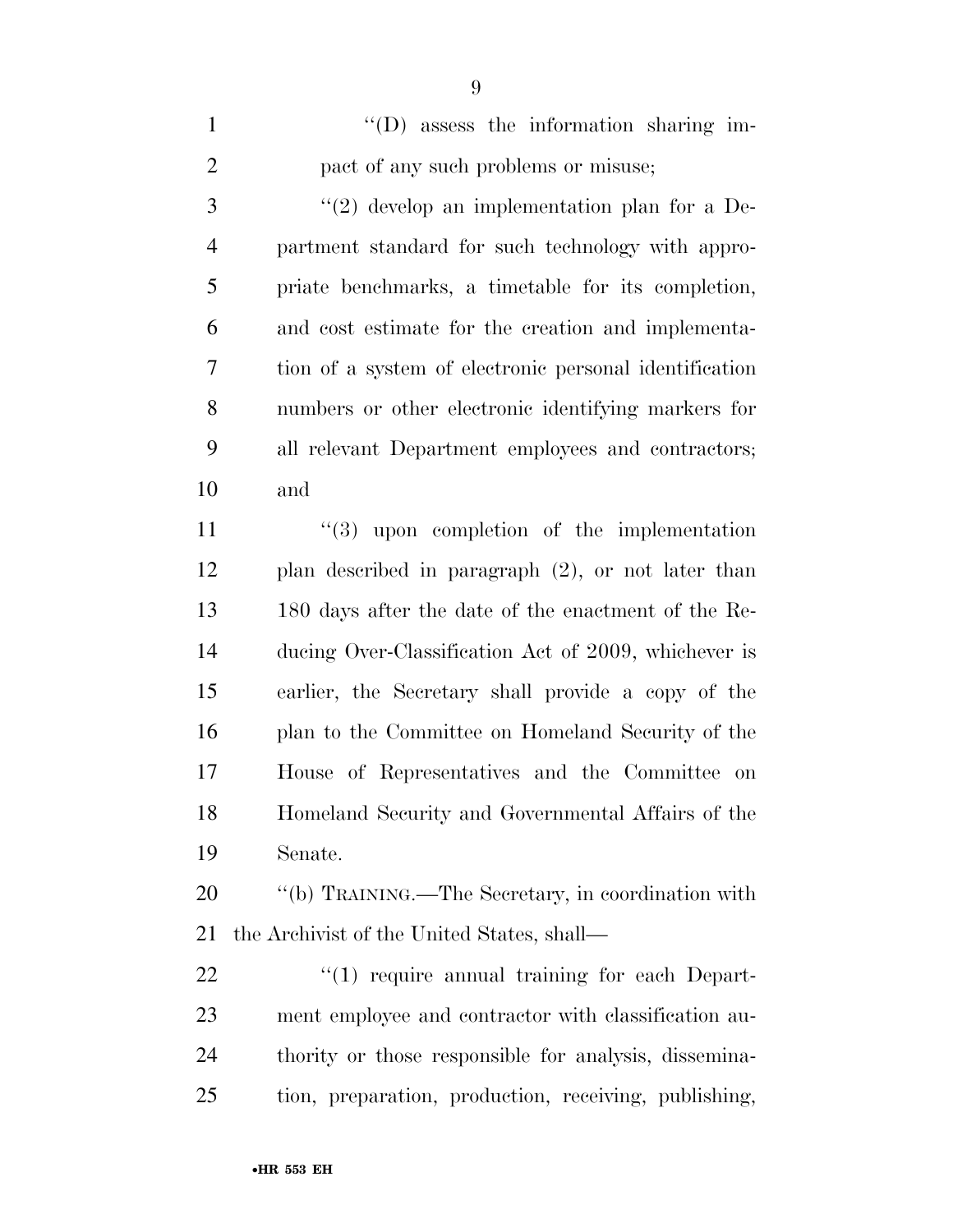"(D) assess the information sharing impact of any such problems or misuse;

"(2) develop an implementation plan for a Department standard for such technology with appropriate benchmarks, a timetable for its completion, and cost estimate for the creation and implementation of a system of electronic personal identification numbers or other electronic identifying markers for all relevant Department employees and contractors; and

"(3) upon completion of the implementation plan described in paragraph (2), or not later than 180 days after the date of the enactment of the Reducing Over-Classification Act of 2009, whichever is earlier, the Secretary shall provide a copy of the plan to the Committee on Homeland Security of the House of Representatives and the Committee on Homeland Security and Governmental Affairs of the Senate.

"(b) TRAINING.—The Secretary, in coordination with the Archivist of the United States, shall—

"(1) require annual training for each Department employee and contractor with classification authority or those responsible for analysis, dissemination, preparation, production, receiving, publishing,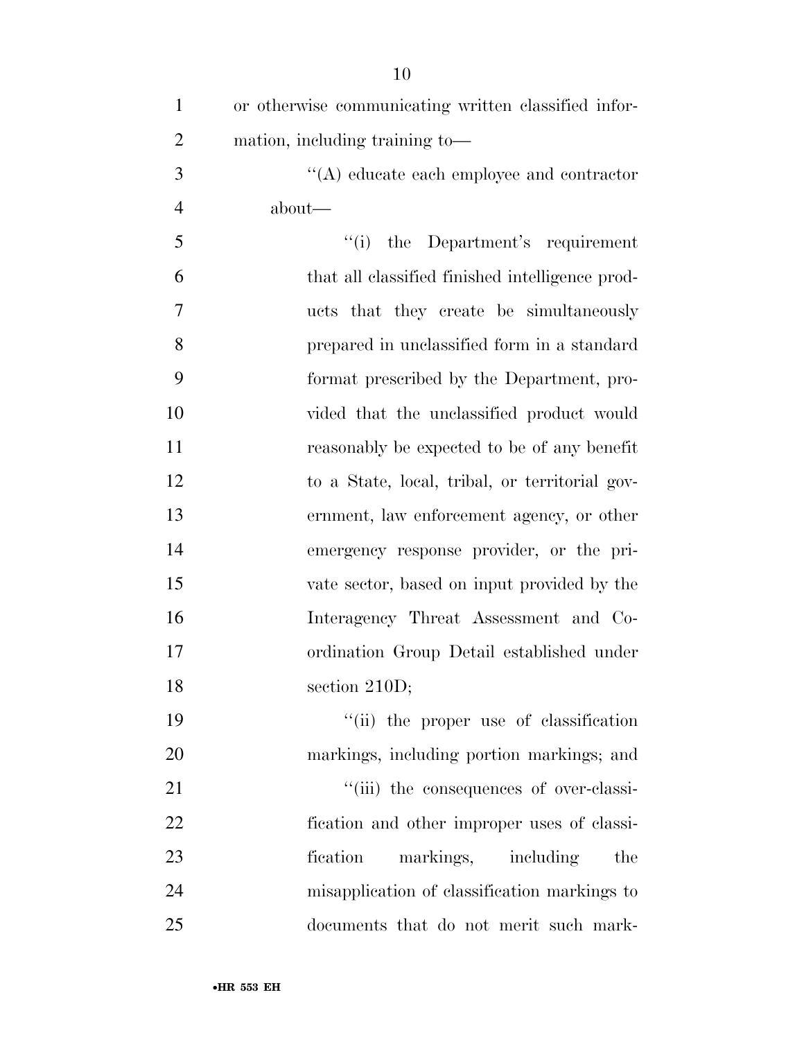or otherwise communicating written classified information, including training to—

''(A) educate each employee and contractor about—

''(i) the Department's requirement that all classified finished intelligence products that they create be simultaneously prepared in unclassified form in a standard format prescribed by the Department, provided that the unclassified product would reasonably be expected to be of any benefit to a State, local, tribal, or territorial government, law enforcement agency, or other emergency response provider, or the private sector, based on input provided by the Interagency Threat Assessment and Coordination Group Detail established under section 210D;

''(ii) the proper use of classification markings, including portion markings; and

''(iii) the consequences of over-classification and other improper uses of classification markings, including the misapplication of classification markings to documents that do not merit such mark-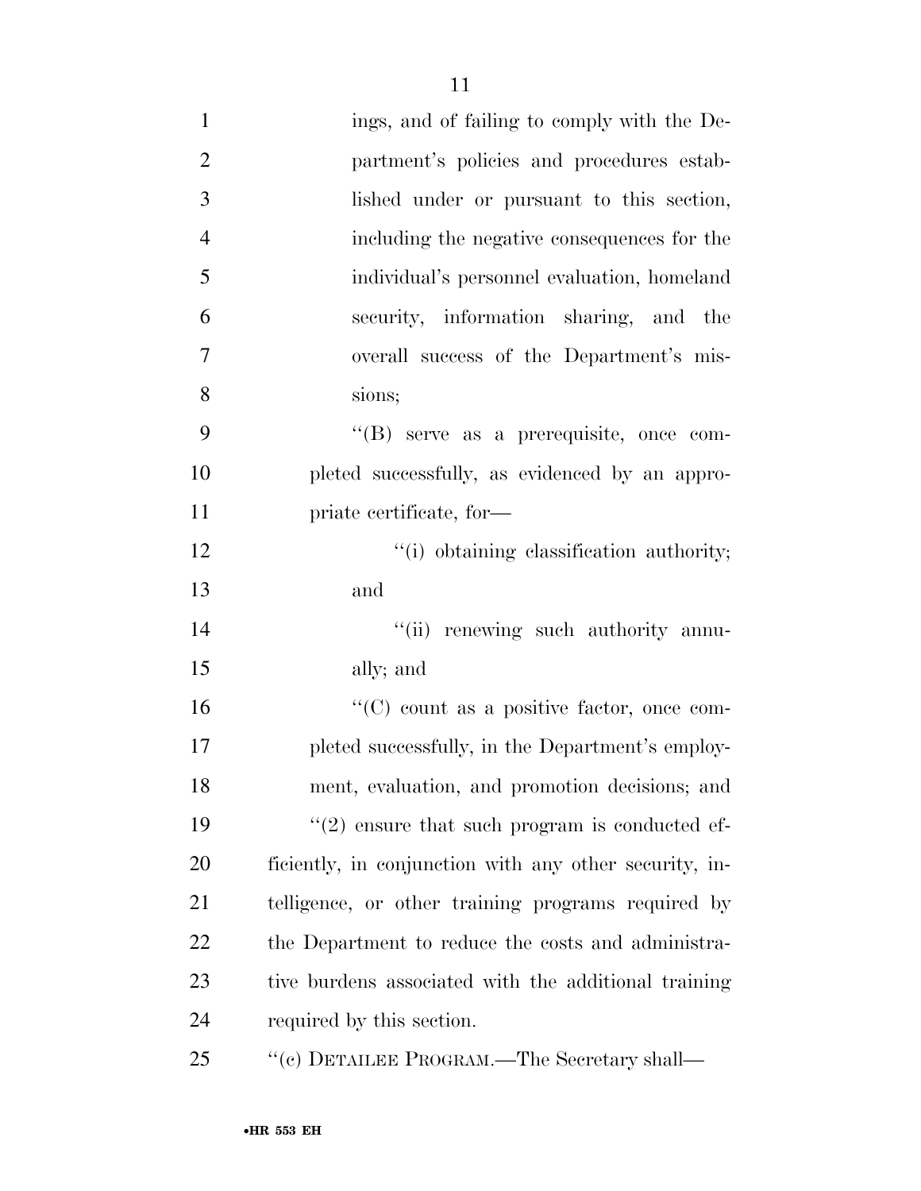ings, and of failing to comply with the Department's policies and procedures established under or pursuant to this section, including the negative consequences for the individual's personnel evaluation, homeland security, information sharing, and the overall success of the Department's missions;

"(B) serve as a prerequisite, once completed successfully, as evidenced by an appropriate certificate, for—

"(i) obtaining classification authority; and

"(ii) renewing such authority annually; and

"(C) count as a positive factor, once completed successfully, in the Department's employment, evaluation, and promotion decisions; and

"(2) ensure that such program is conducted efficiently, in conjunction with any other security, intelligence, or other training programs required by the Department to reduce the costs and administrative burdens associated with the additional training required by this section.

"(c) DETAILEE PROGRAM.—The Secretary shall—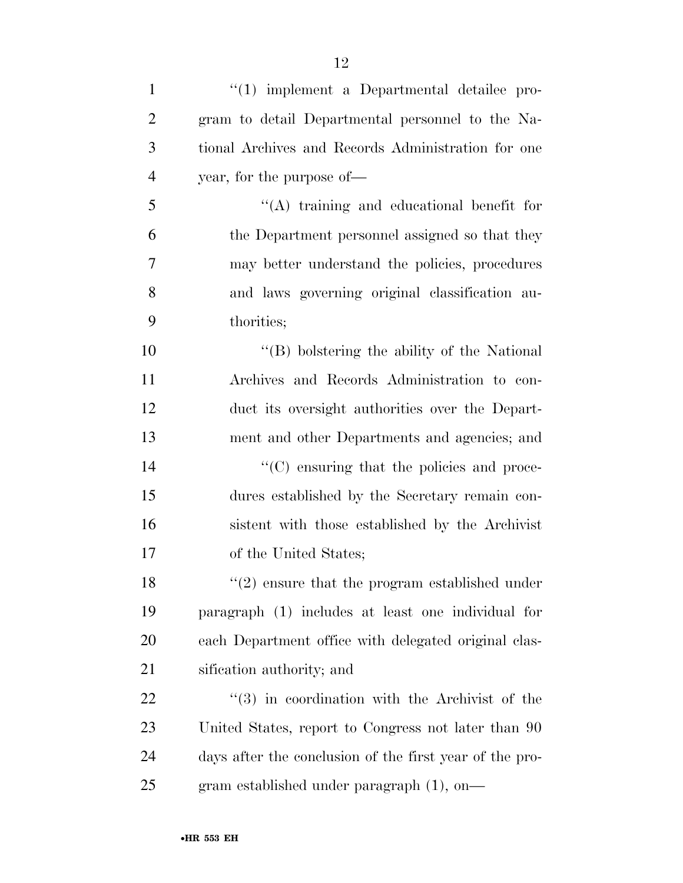''(1) implement a Departmental detailee program to detail Departmental personnel to the National Archives and Records Administration for one year, for the purpose of—

''(A) training and educational benefit for the Department personnel assigned so that they may better understand the policies, procedures and laws governing original classification authorities;

''(B) bolstering the ability of the National Archives and Records Administration to conduct its oversight authorities over the Department and other Departments and agencies; and

''(C) ensuring that the policies and procedures established by the Secretary remain consistent with those established by the Archivist of the United States;

''(2) ensure that the program established under paragraph (1) includes at least one individual for each Department office with delegated original classification authority; and

''(3) in coordination with the Archivist of the United States, report to Congress not later than 90 days after the conclusion of the first year of the program established under paragraph (1), on—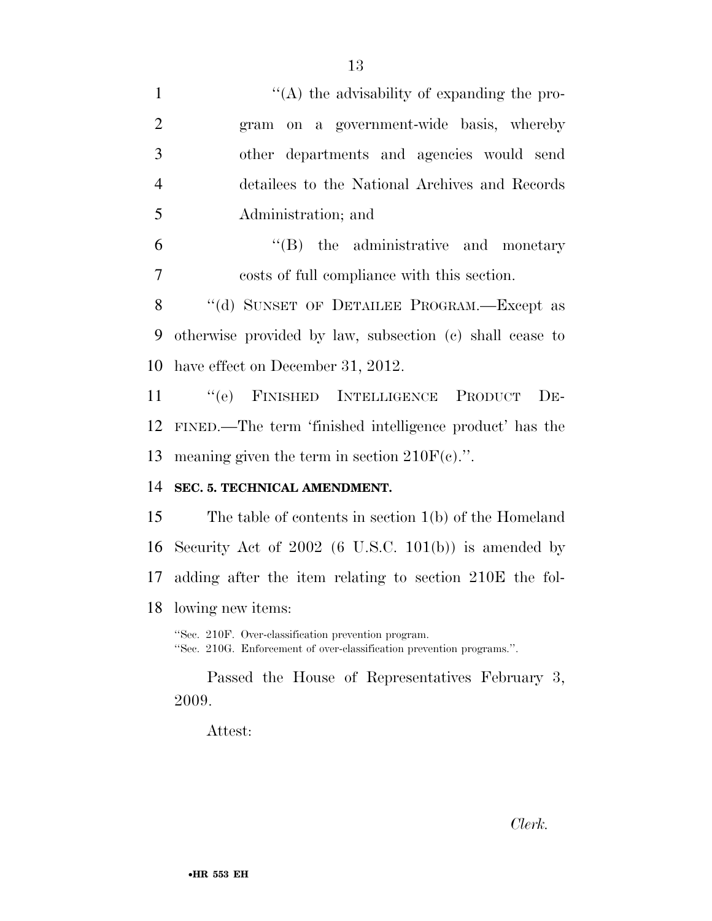''(A) the advisability of expanding the program on a government-wide basis, whereby other departments and agencies would send detailees to the National Archives and Records Administration; and

''(B) the administrative and monetary costs of full compliance with this section.

''(d) SUNSET OF DETAILEE PROGRAM.—Except as otherwise provided by law, subsection (c) shall cease to have effect on December 31, 2012.

''(e) FINISHED INTELLIGENCE PRODUCT DEFINED.—The term 'finished intelligence product' has the meaning given the term in section 210F(c).''.

**SEC. 5. TECHNICAL AMENDMENT.**

The table of contents in section 1(b) of the Homeland Security Act of 2002 (6 U.S.C. 101(b)) is amended by adding after the item relating to section 210E the following new items:

''Sec. 210F. Over-classification prevention program.
''Sec. 210G. Enforcement of over-classification prevention programs.''.

Passed the House of Representatives February 3, 2009.

Attest:

*Clerk.*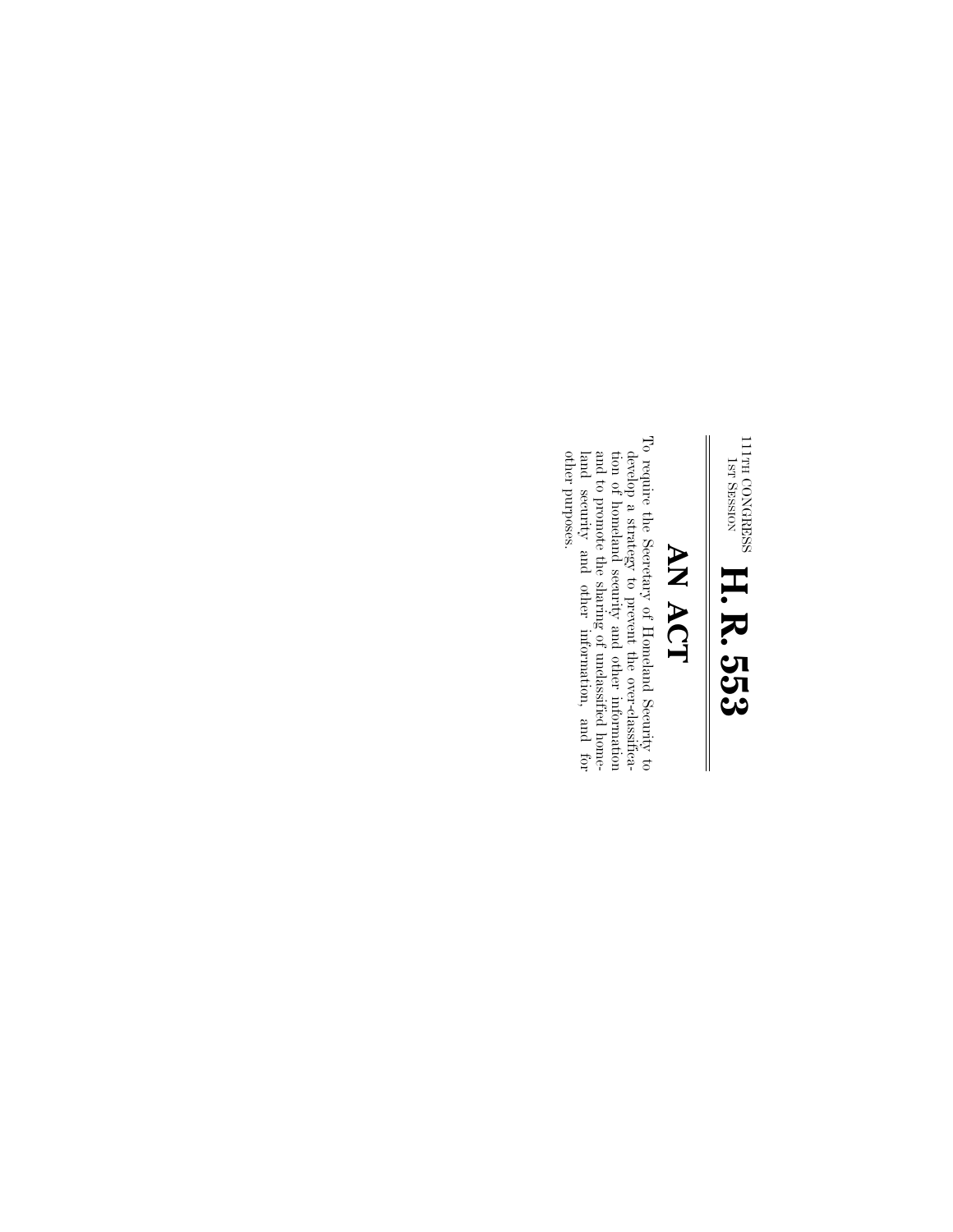111TH CONGRESS
1ST SESSION

# H. R. 553

---

# AN ACT

To require the Secretary of Homeland Security to develop a strategy to prevent the over-classification of homeland security and other information and to promote the sharing of unclassified homeland security and other information, and for other purposes.